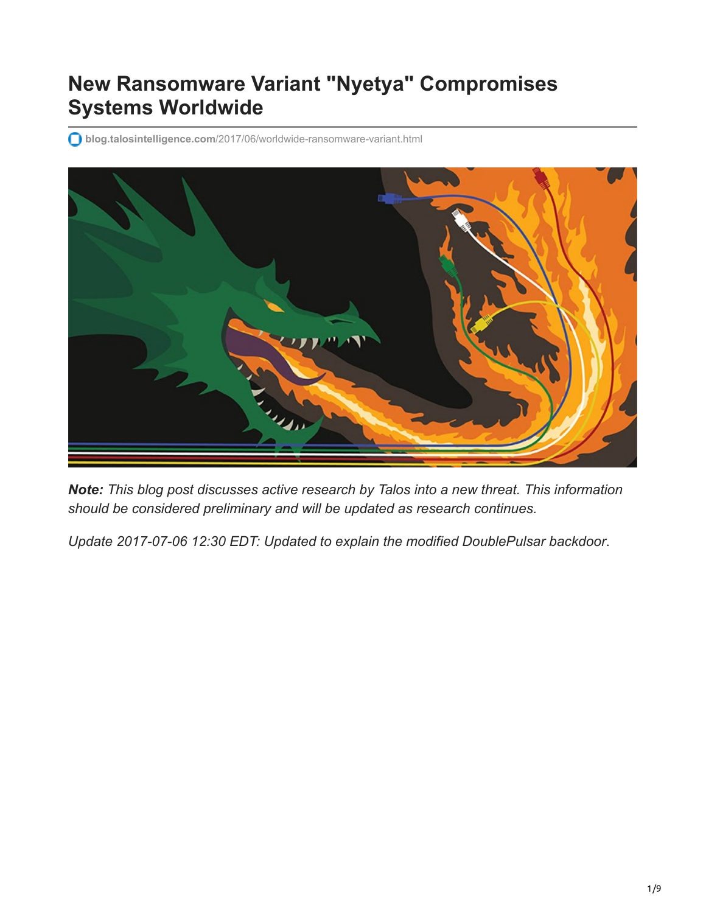# New Ransomware Variant "Nyetya" Compromises Systems Worldwide

blog.talosintelligence.com/2017/06/worldwide-ransomware-variant.html

***Note:*** *This blog post discusses active research by Talos into a new threat. This information should be considered preliminary and will be updated as research continues.*

*Update 2017-07-06 12:30 EDT: Updated to explain the modified DoublePulsar backdoor.*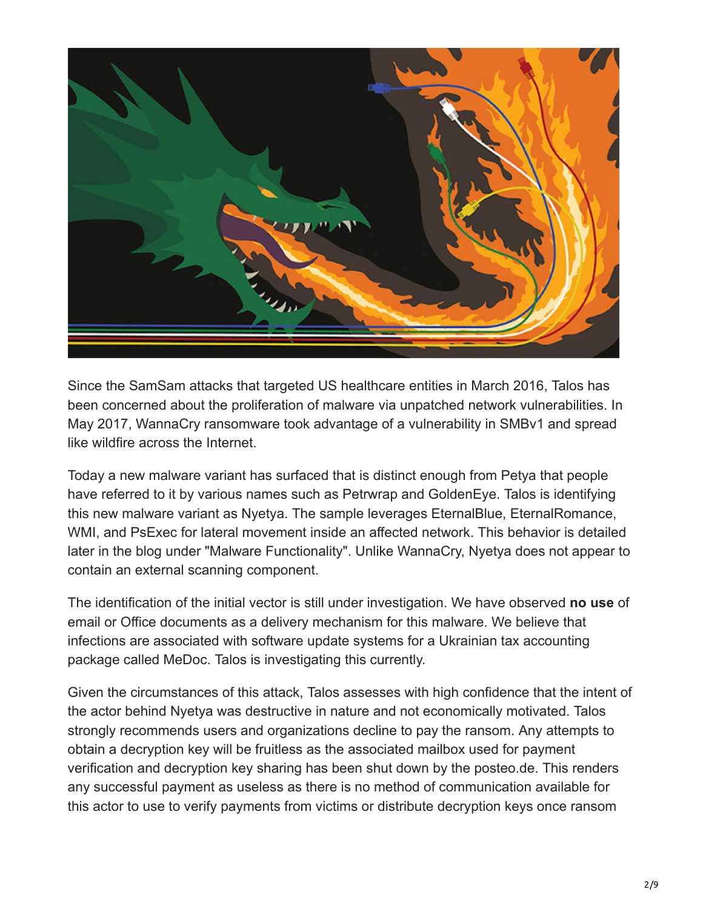Since the SamSam attacks that targeted US healthcare entities in March 2016, Talos has been concerned about the proliferation of malware via unpatched network vulnerabilities. In May 2017, WannaCry ransomware took advantage of a vulnerability in SMBv1 and spread like wildfire across the Internet.

Today a new malware variant has surfaced that is distinct enough from Petya that people have referred to it by various names such as Petrwrap and GoldenEye. Talos is identifying this new malware variant as Nyetya. The sample leverages EternalBlue, EternalRomance, WMI, and PsExec for lateral movement inside an affected network. This behavior is detailed later in the blog under "Malware Functionality". Unlike WannaCry, Nyetya does not appear to contain an external scanning component.

The identification of the initial vector is still under investigation. We have observed **no use** of email or Office documents as a delivery mechanism for this malware. We believe that infections are associated with software update systems for a Ukrainian tax accounting package called MeDoc. Talos is investigating this currently.

Given the circumstances of this attack, Talos assesses with high confidence that the intent of the actor behind Nyetya was destructive in nature and not economically motivated. Talos strongly recommends users and organizations decline to pay the ransom. Any attempts to obtain a decryption key will be fruitless as the associated mailbox used for payment verification and decryption key sharing has been shut down by the posteo.de. This renders any successful payment as useless as there is no method of communication available for this actor to use to verify payments from victims or distribute decryption keys once ransom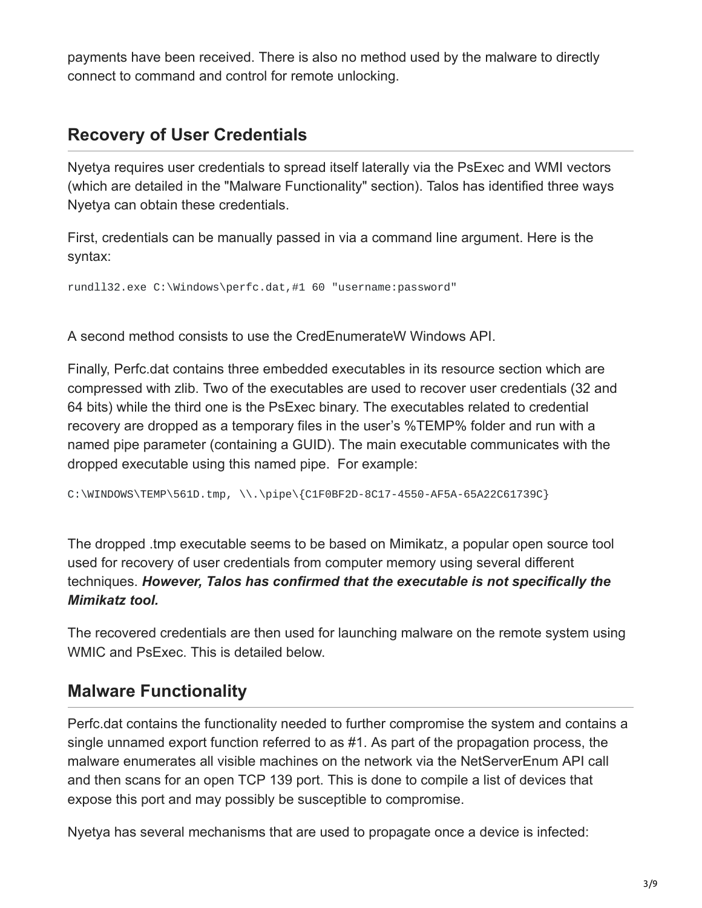payments have been received. There is also no method used by the malware to directly connect to command and control for remote unlocking.

## Recovery of User Credentials

Nyetya requires user credentials to spread itself laterally via the PsExec and WMI vectors (which are detailed in the "Malware Functionality" section). Talos has identified three ways Nyetya can obtain these credentials.

First, credentials can be manually passed in via a command line argument. Here is the syntax:

```
rundll32.exe C:\Windows\perfc.dat,#1 60 "username:password"
```

A second method consists to use the CredEnumerateW Windows API.

Finally, Perfc.dat contains three embedded executables in its resource section which are compressed with zlib. Two of the executables are used to recover user credentials (32 and 64 bits) while the third one is the PsExec binary. The executables related to credential recovery are dropped as a temporary files in the user's %TEMP% folder and run with a named pipe parameter (containing a GUID). The main executable communicates with the dropped executable using this named pipe. For example:

```
C:\WINDOWS\TEMP\561D.tmp, \\.\pipe\{C1F0BF2D-8C17-4550-AF5A-65A22C61739C}
```

The dropped .tmp executable seems to be based on Mimikatz, a popular open source tool used for recovery of user credentials from computer memory using several different techniques. ***However, Talos has confirmed that the executable is not specifically the Mimikatz tool.***

The recovered credentials are then used for launching malware on the remote system using WMIC and PsExec. This is detailed below.

## Malware Functionality

Perfc.dat contains the functionality needed to further compromise the system and contains a single unnamed export function referred to as #1. As part of the propagation process, the malware enumerates all visible machines on the network via the NetServerEnum API call and then scans for an open TCP 139 port. This is done to compile a list of devices that expose this port and may possibly be susceptible to compromise.

Nyetya has several mechanisms that are used to propagate once a device is infected: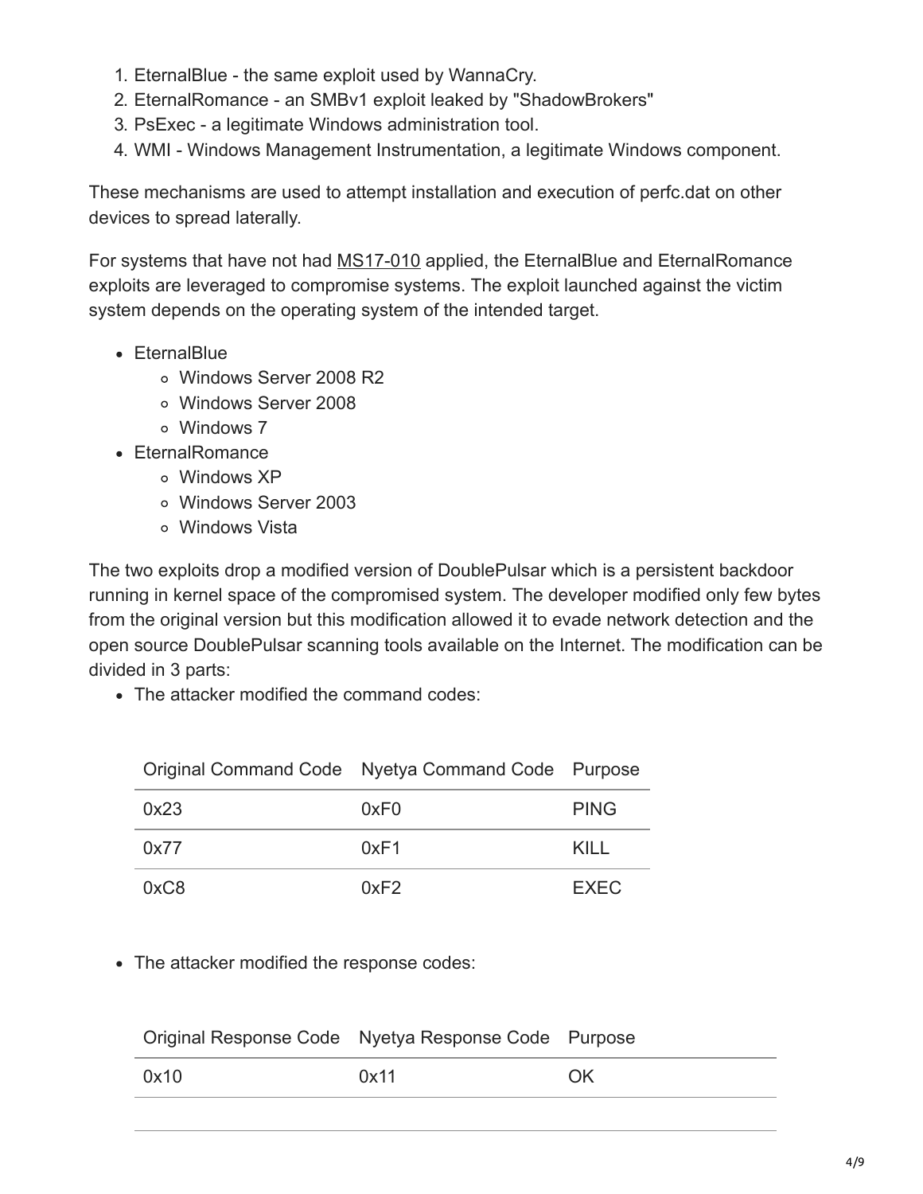1. EternalBlue - the same exploit used by WannaCry.
2. EternalRomance - an SMBv1 exploit leaked by "ShadowBrokers"
3. PsExec - a legitimate Windows administration tool.
4. WMI - Windows Management Instrumentation, a legitimate Windows component.

These mechanisms are used to attempt installation and execution of perfc.dat on other devices to spread laterally.

For systems that have not had MS17-010 applied, the EternalBlue and EternalRomance exploits are leveraged to compromise systems. The exploit launched against the victim system depends on the operating system of the intended target.

- EternalBlue
  - Windows Server 2008 R2
  - Windows Server 2008
  - Windows 7
- EternalRomance
  - Windows XP
  - Windows Server 2003
  - Windows Vista

The two exploits drop a modified version of DoublePulsar which is a persistent backdoor running in kernel space of the compromised system. The developer modified only few bytes from the original version but this modification allowed it to evade network detection and the open source DoublePulsar scanning tools available on the Internet. The modification can be divided in 3 parts:

- The attacker modified the command codes:

| Original Command Code | Nyetya Command Code | Purpose |
|---|---|---|
| 0x23 | 0xF0 | PING |
| 0x77 | 0xF1 | KILL |
| 0xC8 | 0xF2 | EXEC |

- The attacker modified the response codes:

| Original Response Code | Nyetya Response Code | Purpose |
|---|---|---|
| 0x10 | 0x11 | OK |
| | | |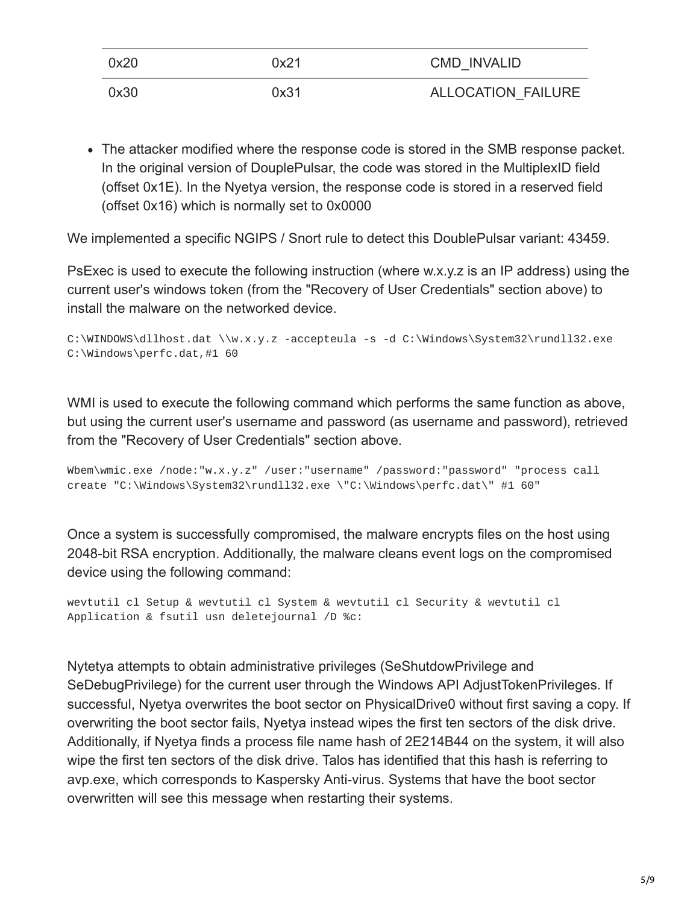| 0x20 | 0x21 | CMD_INVALID |
|---|---|---|
| 0x30 | 0x31 | ALLOCATION_FAILURE |

- The attacker modified where the response code is stored in the SMB response packet. In the original version of DouplePulsar, the code was stored in the MultiplexID field (offset 0x1E). In the Nyetya version, the response code is stored in a reserved field (offset 0x16) which is normally set to 0x0000

We implemented a specific NGIPS / Snort rule to detect this DoublePulsar variant: 43459.

PsExec is used to execute the following instruction (where w.x.y.z is an IP address) using the current user's windows token (from the "Recovery of User Credentials" section above) to install the malware on the networked device.

```
C:\WINDOWS\dllhost.dat \\w.x.y.z -accepteula -s -d C:\Windows\System32\rundll32.exe
C:\Windows\perfc.dat,#1 60
```

WMI is used to execute the following command which performs the same function as above, but using the current user's username and password (as username and password), retrieved from the "Recovery of User Credentials" section above.

```
Wbem\wmic.exe /node:"w.x.y.z" /user:"username" /password:"password" "process call
create "C:\Windows\System32\rundll32.exe \"C:\Windows\perfc.dat\" #1 60"
```

Once a system is successfully compromised, the malware encrypts files on the host using 2048-bit RSA encryption. Additionally, the malware cleans event logs on the compromised device using the following command:

```
wevtutil cl Setup & wevtutil cl System & wevtutil cl Security & wevtutil cl
Application & fsutil usn deletejournal /D %c:
```

Nytetya attempts to obtain administrative privileges (SeShutdowPrivilege and SeDebugPrivilege) for the current user through the Windows API AdjustTokenPrivileges. If successful, Nyetya overwrites the boot sector on PhysicalDrive0 without first saving a copy. If overwriting the boot sector fails, Nyetya instead wipes the first ten sectors of the disk drive. Additionally, if Nyetya finds a process file name hash of 2E214B44 on the system, it will also wipe the first ten sectors of the disk drive. Talos has identified that this hash is referring to avp.exe, which corresponds to Kaspersky Anti-virus. Systems that have the boot sector overwritten will see this message when restarting their systems.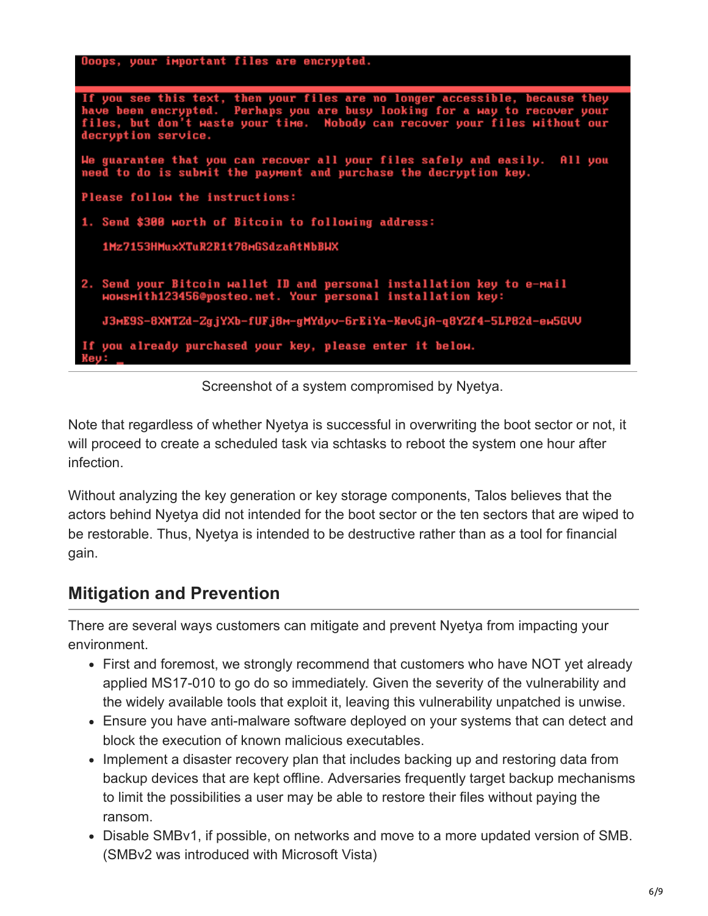```
Ooops, your important files are encrypted.

If you see this text, then your files are no longer accessible, because they
have been encrypted.  Perhaps you are busy looking for a way to recover your
files, but don't waste your time.  Nobody can recover your files without our
decryption service.

We guarantee that you can recover all your files safely and easily.  All you
need to do is submit the payment and purchase the decryption key.

Please follow the instructions:

1. Send $300 worth of Bitcoin to following address:

   1Mz7153HMuxXTuR2R1t78mGSdzaAtNbBWX

2. Send your Bitcoin wallet ID and personal installation key to e-mail
   wowsmith123456@posteo.net. Your personal installation key:

   J3mE9S-8XNTZd-ZgjYXb-fUFj8m-gMYdyv-6rEiYa-KevGjA-q8YZf4-5LP82d-ew5GVU

If you already purchased your key, please enter it below.
Key: _
```

Screenshot of a system compromised by Nyetya.

Note that regardless of whether Nyetya is successful in overwriting the boot sector or not, it will proceed to create a scheduled task via schtasks to reboot the system one hour after infection.

Without analyzing the key generation or key storage components, Talos believes that the actors behind Nyetya did not intended for the boot sector or the ten sectors that are wiped to be restorable. Thus, Nyetya is intended to be destructive rather than as a tool for financial gain.

## Mitigation and Prevention

There are several ways customers can mitigate and prevent Nyetya from impacting your environment.

- First and foremost, we strongly recommend that customers who have NOT yet already applied MS17-010 to go do so immediately. Given the severity of the vulnerability and the widely available tools that exploit it, leaving this vulnerability unpatched is unwise.
- Ensure you have anti-malware software deployed on your systems that can detect and block the execution of known malicious executables.
- Implement a disaster recovery plan that includes backing up and restoring data from backup devices that are kept offline. Adversaries frequently target backup mechanisms to limit the possibilities a user may be able to restore their files without paying the ransom.
- Disable SMBv1, if possible, on networks and move to a more updated version of SMB. (SMBv2 was introduced with Microsoft Vista)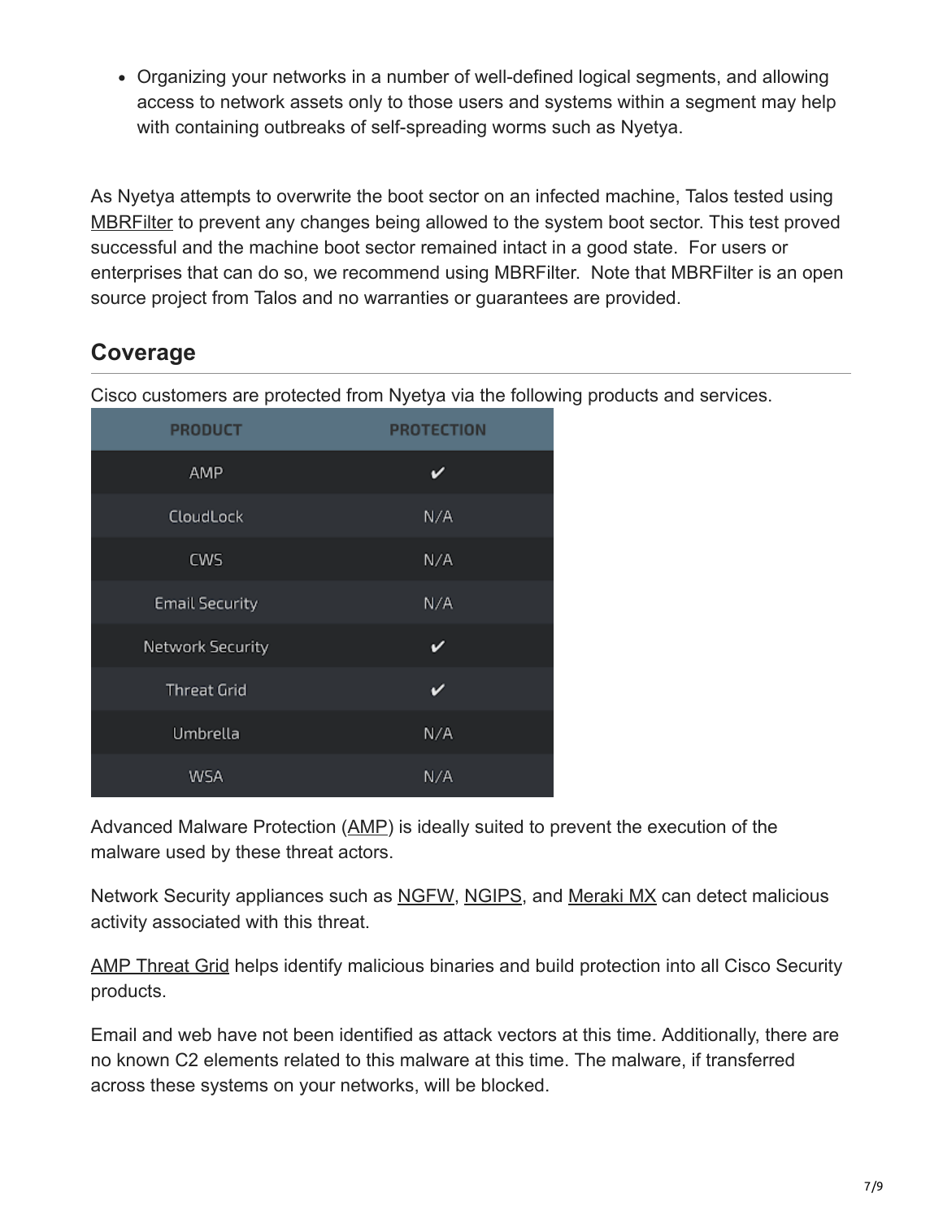- Organizing your networks in a number of well-defined logical segments, and allowing access to network assets only to those users and systems within a segment may help with containing outbreaks of self-spreading worms such as Nyetya.

As Nyetya attempts to overwrite the boot sector on an infected machine, Talos tested using MBRFilter to prevent any changes being allowed to the system boot sector. This test proved successful and the machine boot sector remained intact in a good state. For users or enterprises that can do so, we recommend using MBRFilter. Note that MBRFilter is an open source project from Talos and no warranties or guarantees are provided.

## Coverage

Cisco customers are protected from Nyetya via the following products and services.

| PRODUCT | PROTECTION |
| --- | --- |
| AMP | ✔ |
| CloudLock | N/A |
| CWS | N/A |
| Email Security | N/A |
| Network Security | ✔ |
| Threat Grid | ✔ |
| Umbrella | N/A |
| WSA | N/A |

Advanced Malware Protection (AMP) is ideally suited to prevent the execution of the malware used by these threat actors.

Network Security appliances such as NGFW, NGIPS, and Meraki MX can detect malicious activity associated with this threat.

AMP Threat Grid helps identify malicious binaries and build protection into all Cisco Security products.

Email and web have not been identified as attack vectors at this time. Additionally, there are no known C2 elements related to this malware at this time. The malware, if transferred across these systems on your networks, will be blocked.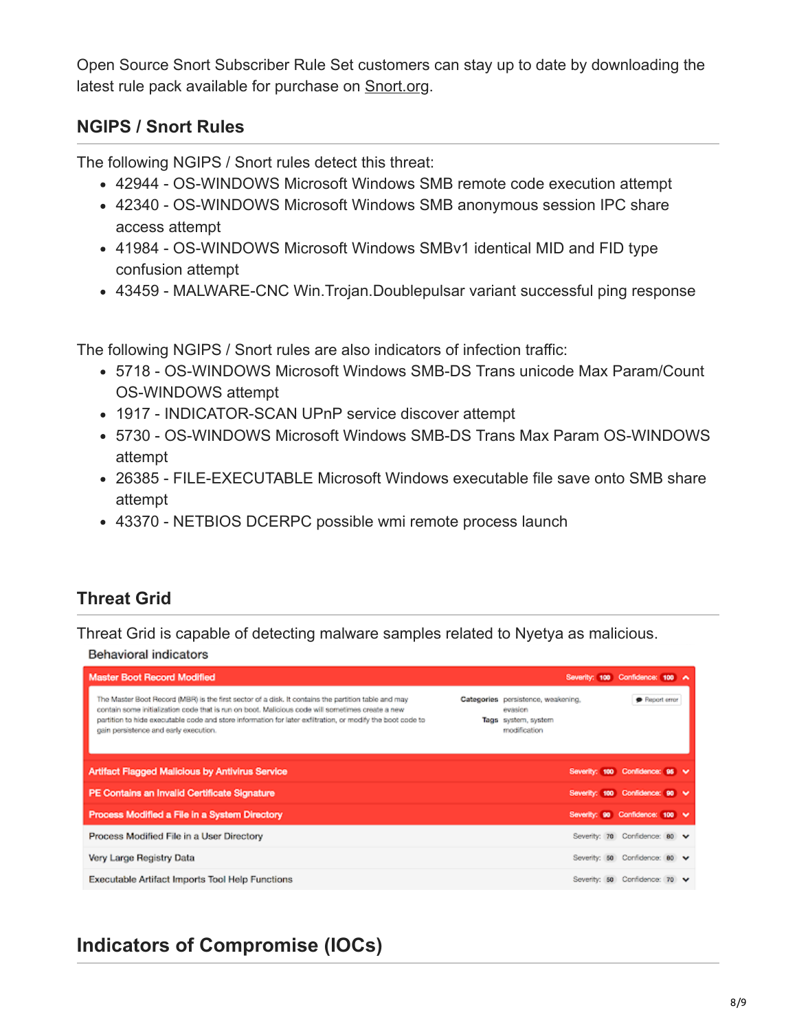Open Source Snort Subscriber Rule Set customers can stay up to date by downloading the latest rule pack available for purchase on Snort.org.

### NGIPS / Snort Rules

The following NGIPS / Snort rules detect this threat:

- 42944 - OS-WINDOWS Microsoft Windows SMB remote code execution attempt
- 42340 - OS-WINDOWS Microsoft Windows SMB anonymous session IPC share access attempt
- 41984 - OS-WINDOWS Microsoft Windows SMBv1 identical MID and FID type confusion attempt
- 43459 - MALWARE-CNC Win.Trojan.Doublepulsar variant successful ping response

The following NGIPS / Snort rules are also indicators of infection traffic:

- 5718 - OS-WINDOWS Microsoft Windows SMB-DS Trans unicode Max Param/Count OS-WINDOWS attempt
- 1917 - INDICATOR-SCAN UPnP service discover attempt
- 5730 - OS-WINDOWS Microsoft Windows SMB-DS Trans Max Param OS-WINDOWS attempt
- 26385 - FILE-EXECUTABLE Microsoft Windows executable file save onto SMB share attempt
- 43370 - NETBIOS DCERPC possible wmi remote process launch

### Threat Grid

Threat Grid is capable of detecting malware samples related to Nyetya as malicious.

Behavioral indicators

| Indicator | Severity | Confidence |
| --- | --- | --- |
| Master Boot Record Modified | 100 | 100 |
| Artifact Flagged Malicious by Antivirus Service | 100 | 95 |
| PE Contains an Invalid Certificate Signature | 100 | 90 |
| Process Modified a File in a System Directory | 90 | 100 |
| Process Modified File in a User Directory | 70 | 80 |
| Very Large Registry Data | 50 | 80 |
| Executable Artifact Imports Tool Help Functions | 50 | 70 |

Master Boot Record Modified: The Master Boot Record (MBR) is the first sector of a disk. It contains the partition table and may contain some initialization code that is run on boot. Malicious code will sometimes create a new partition to hide executable code and store information for later exfiltration, or modify the boot code to gain persistence and early execution.

Categories: persistence, weakening, evasion

Tags: system, system modification

## Indicators of Compromise (IOCs)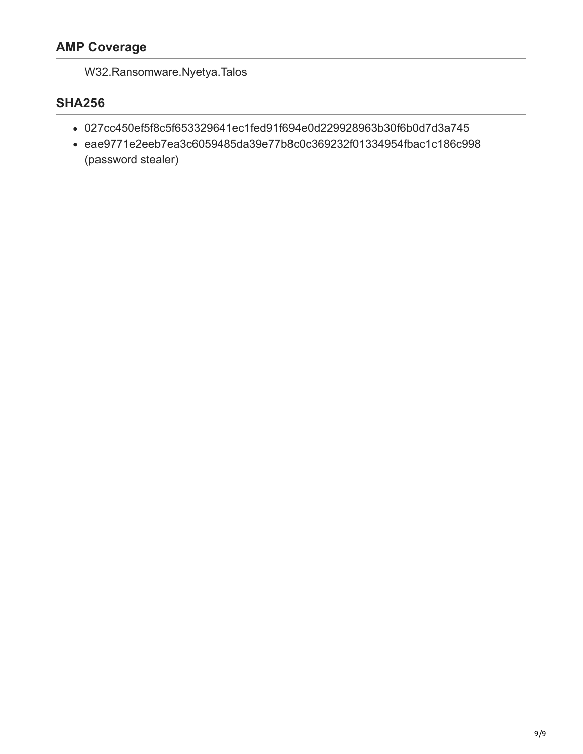## AMP Coverage

W32.Ransomware.Nyetya.Talos

## SHA256

- 027cc450ef5f8c5f653329641ec1fed91f694e0d229928963b30f6b0d7d3a745
- eae9771e2eeb7ea3c6059485da39e77b8c0c369232f01334954fbac1c186c998 (password stealer)